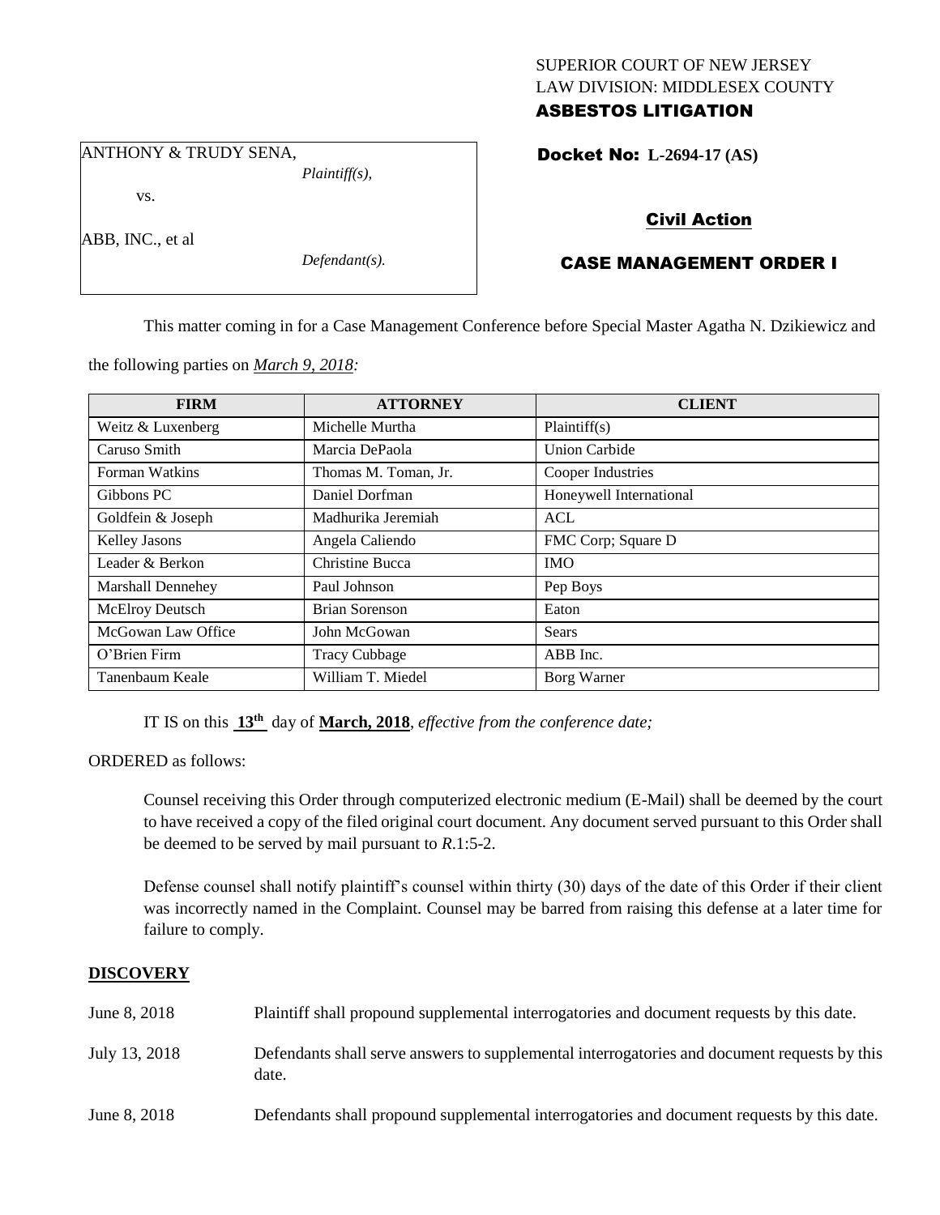SUPERIOR COURT OF NEW JERSEY
LAW DIVISION: MIDDLESEX COUNTY
**ASBESTOS LITIGATION**

ANTHONY & TRUDY SENA,
*Plaintiff(s),*

vs.

ABB, INC., et al
*Defendant(s).*

**Docket No: L-2694-17 (AS)**

**Civil Action**

**CASE MANAGEMENT ORDER I**

This matter coming in for a Case Management Conference before Special Master Agatha N. Dzikiewicz and the following parties on *March 9, 2018:*

| FIRM | ATTORNEY | CLIENT |
|---|---|---|
| Weitz & Luxenberg | Michelle Murtha | Plaintiff(s) |
| Caruso Smith | Marcia DePaola | Union Carbide |
| Forman Watkins | Thomas M. Toman, Jr. | Cooper Industries |
| Gibbons PC | Daniel Dorfman | Honeywell International |
| Goldfein & Joseph | Madhurika Jeremiah | ACL |
| Kelley Jasons | Angela Caliendo | FMC Corp; Square D |
| Leader & Berkon | Christine Bucca | IMO |
| Marshall Dennehey | Paul Johnson | Pep Boys |
| McElroy Deutsch | Brian Sorenson | Eaton |
| McGowan Law Office | John McGowan | Sears |
| O'Brien Firm | Tracy Cubbage | ABB Inc. |
| Tanenbaum Keale | William T. Miedel | Borg Warner |

IT IS on this **13th** day of **March, 2018**, *effective from the conference date;*

ORDERED as follows:

Counsel receiving this Order through computerized electronic medium (E-Mail) shall be deemed by the court to have received a copy of the filed original court document. Any document served pursuant to this Order shall be deemed to be served by mail pursuant to *R*.1:5-2.

Defense counsel shall notify plaintiff's counsel within thirty (30) days of the date of this Order if their client was incorrectly named in the Complaint. Counsel may be barred from raising this defense at a later time for failure to comply.

**DISCOVERY**

June 8, 2018 — Plaintiff shall propound supplemental interrogatories and document requests by this date.

July 13, 2018 — Defendants shall serve answers to supplemental interrogatories and document requests by this date.

June 8, 2018 — Defendants shall propound supplemental interrogatories and document requests by this date.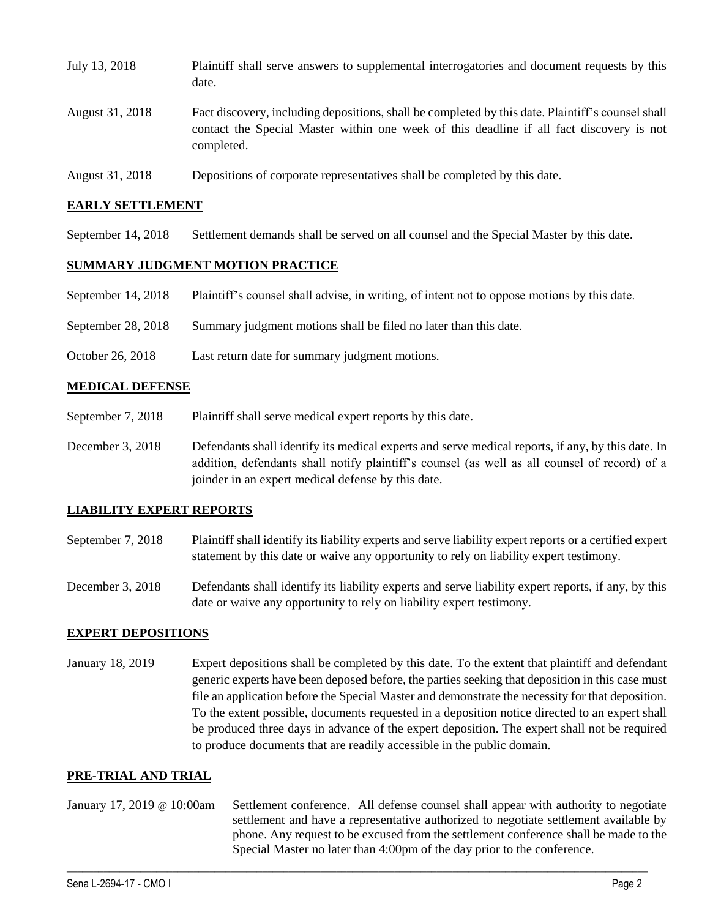| | |
|---|---|
| July 13, 2018 | Plaintiff shall serve answers to supplemental interrogatories and document requests by this date. |
| August 31, 2018 | Fact discovery, including depositions, shall be completed by this date. Plaintiff's counsel shall contact the Special Master within one week of this deadline if all fact discovery is not completed. |
| August 31, 2018 | Depositions of corporate representatives shall be completed by this date. |

## EARLY SETTLEMENT

| | |
|---|---|
| September 14, 2018 | Settlement demands shall be served on all counsel and the Special Master by this date. |

## SUMMARY JUDGMENT MOTION PRACTICE

| | |
|---|---|
| September 14, 2018 | Plaintiff's counsel shall advise, in writing, of intent not to oppose motions by this date. |
| September 28, 2018 | Summary judgment motions shall be filed no later than this date. |
| October 26, 2018 | Last return date for summary judgment motions. |

## MEDICAL DEFENSE

| | |
|---|---|
| September 7, 2018 | Plaintiff shall serve medical expert reports by this date. |
| December 3, 2018 | Defendants shall identify its medical experts and serve medical reports, if any, by this date. In addition, defendants shall notify plaintiff's counsel (as well as all counsel of record) of a joinder in an expert medical defense by this date. |

## LIABILITY EXPERT REPORTS

| | |
|---|---|
| September 7, 2018 | Plaintiff shall identify its liability experts and serve liability expert reports or a certified expert statement by this date or waive any opportunity to rely on liability expert testimony. |
| December 3, 2018 | Defendants shall identify its liability experts and serve liability expert reports, if any, by this date or waive any opportunity to rely on liability expert testimony. |

## EXPERT DEPOSITIONS

| | |
|---|---|
| January 18, 2019 | Expert depositions shall be completed by this date. To the extent that plaintiff and defendant generic experts have been deposed before, the parties seeking that deposition in this case must file an application before the Special Master and demonstrate the necessity for that deposition. To the extent possible, documents requested in a deposition notice directed to an expert shall be produced three days in advance of the expert deposition. The expert shall not be required to produce documents that are readily accessible in the public domain. |

## PRE-TRIAL AND TRIAL

| | |
|---|---|
| January 17, 2019 @ 10:00am | Settlement conference. All defense counsel shall appear with authority to negotiate settlement and have a representative authorized to negotiate settlement available by phone. Any request to be excused from the settlement conference shall be made to the Special Master no later than 4:00pm of the day prior to the conference. |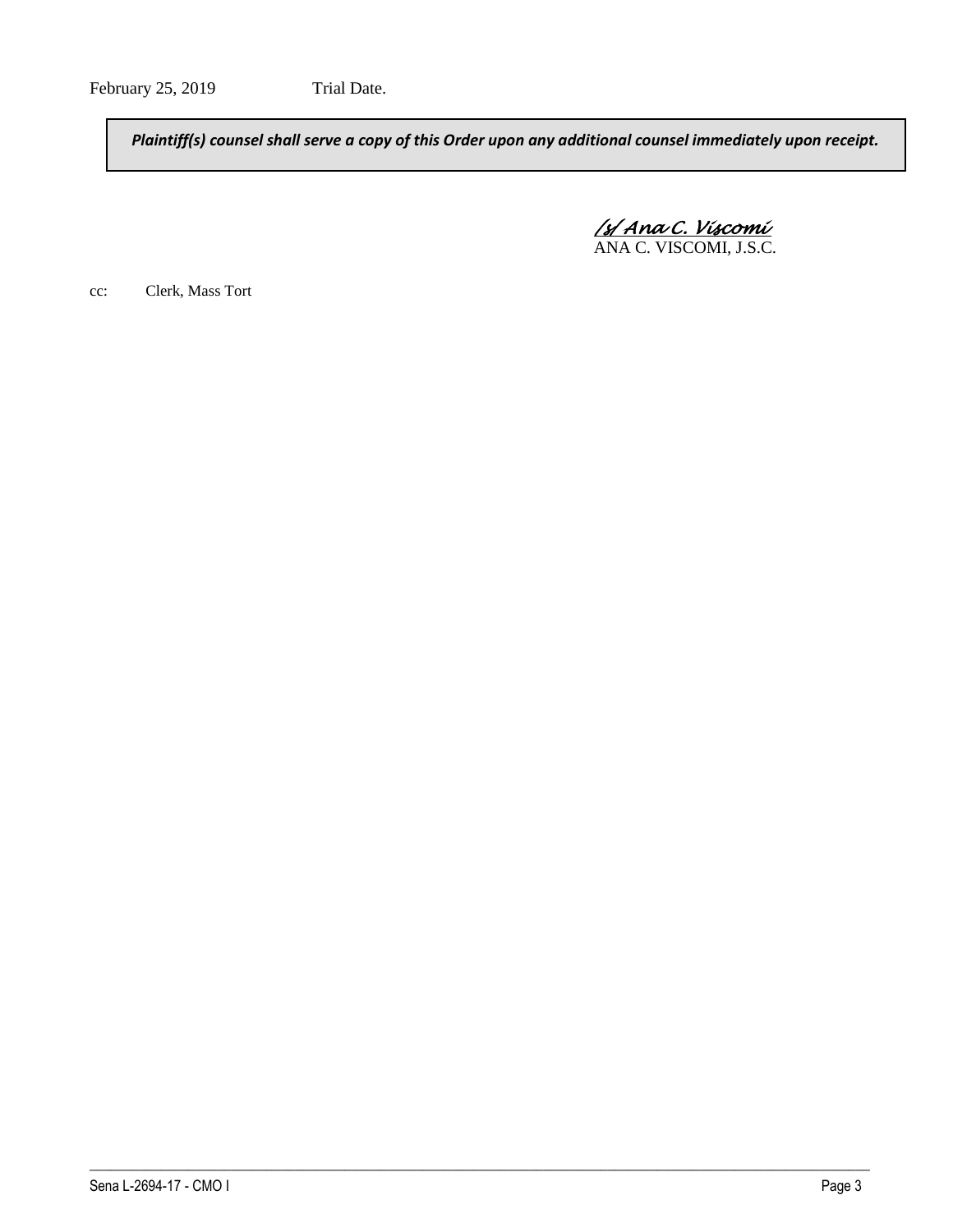February 25, 2019 Trial Date.

***Plaintiff(s) counsel shall serve a copy of this Order upon any additional counsel immediately upon receipt.***

/s/ Ana C. Viscomi
ANA C. VISCOMI, J.S.C.

cc: Clerk, Mass Tort